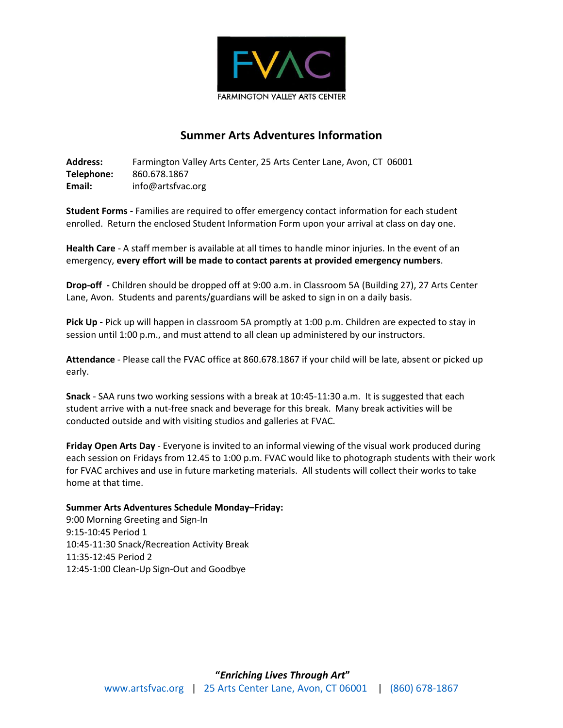FARMINGTON VALLEY ARTS CENTER

# Summer Arts Adventures Information

**Address:** Farmington Valley Arts Center, 25 Arts Center Lane, Avon, CT 06001
**Telephone:** 860.678.1867
**Email:** info@artsfvac.org

**Student Forms -** Families are required to offer emergency contact information for each student enrolled. Return the enclosed Student Information Form upon your arrival at class on day one.

**Health Care** - A staff member is available at all times to handle minor injuries. In the event of an emergency, **every effort will be made to contact parents at provided emergency numbers**.

**Drop-off -** Children should be dropped off at 9:00 a.m. in Classroom 5A (Building 27), 27 Arts Center Lane, Avon. Students and parents/guardians will be asked to sign in on a daily basis.

**Pick Up -** Pick up will happen in classroom 5A promptly at 1:00 p.m. Children are expected to stay in session until 1:00 p.m., and must attend to all clean up administered by our instructors.

**Attendance** - Please call the FVAC office at 860.678.1867 if your child will be late, absent or picked up early.

**Snack** - SAA runs two working sessions with a break at 10:45-11:30 a.m. It is suggested that each student arrive with a nut-free snack and beverage for this break. Many break activities will be conducted outside and with visiting studios and galleries at FVAC.

**Friday Open Arts Day** - Everyone is invited to an informal viewing of the visual work produced during each session on Fridays from 12.45 to 1:00 p.m. FVAC would like to photograph students with their work for FVAC archives and use in future marketing materials. All students will collect their works to take home at that time.

**Summer Arts Adventures Schedule Monday–Friday:**
9:00 Morning Greeting and Sign-In
9:15-10:45 Period 1
10:45-11:30 Snack/Recreation Activity Break
11:35-12:45 Period 2
12:45-1:00 Clean-Up Sign-Out and Goodbye

***"Enriching Lives Through Art"***
www.artsfvac.org | 25 Arts Center Lane, Avon, CT 06001 | (860) 678-1867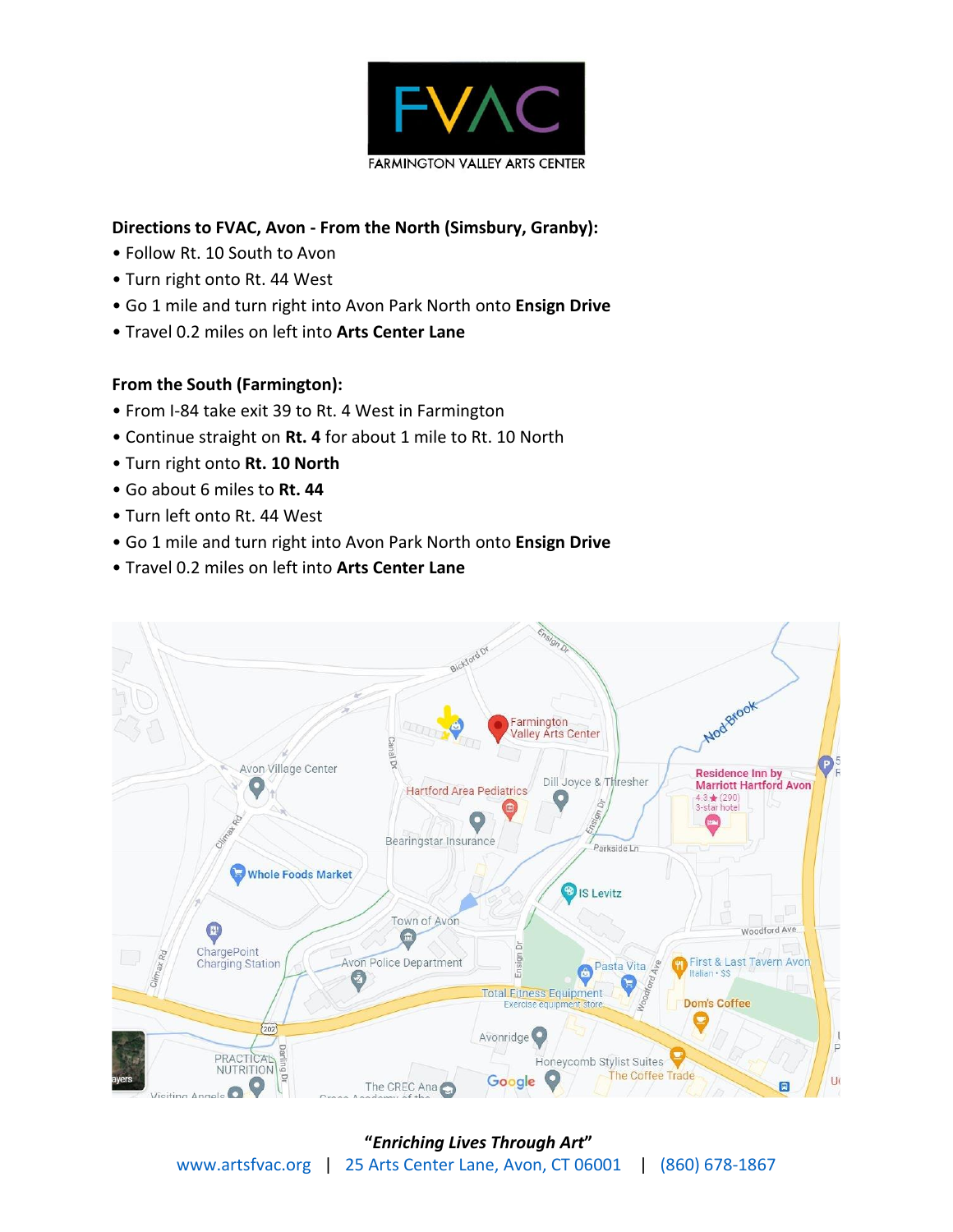FVAC
FARMINGTON VALLEY ARTS CENTER

**Directions to FVAC, Avon - From the North (Simsbury, Granby):**

- Follow Rt. 10 South to Avon
- Turn right onto Rt. 44 West
- Go 1 mile and turn right into Avon Park North onto **Ensign Drive**
- Travel 0.2 miles on left into **Arts Center Lane**

**From the South (Farmington):**

- From I-84 take exit 39 to Rt. 4 West in Farmington
- Continue straight on **Rt. 4** for about 1 mile to Rt. 10 North
- Turn right onto **Rt. 10 North**
- Go about 6 miles to **Rt. 44**
- Turn left onto Rt. 44 West
- Go 1 mile and turn right into Avon Park North onto **Ensign Drive**
- Travel 0.2 miles on left into **Arts Center Lane**

***"Enriching Lives Through Art"***

www.artsfvac.org | 25 Arts Center Lane, Avon, CT 06001 | (860) 678-1867